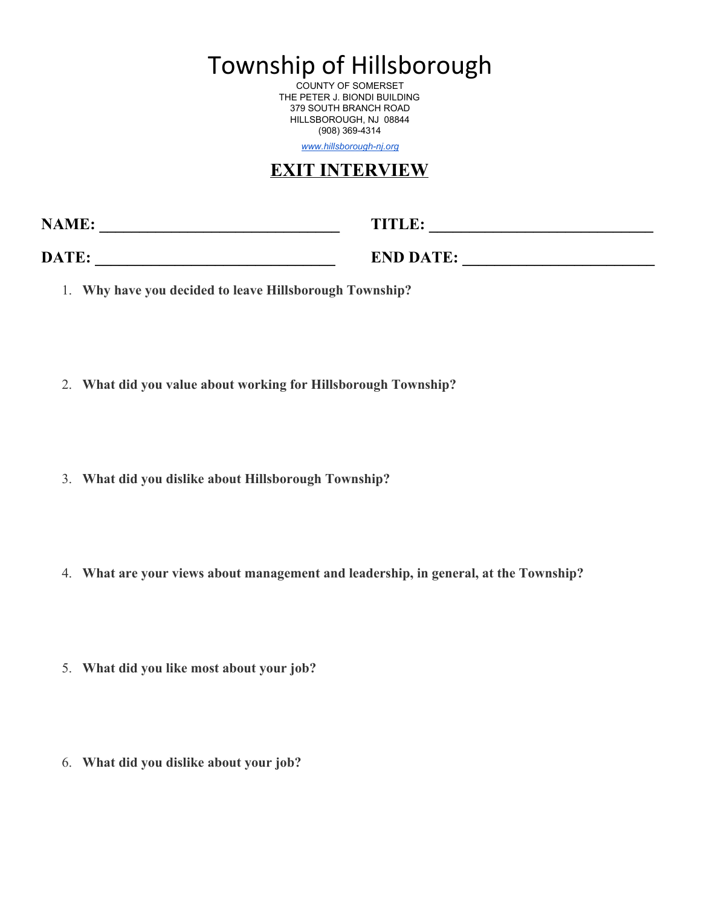# Township of Hillsborough

COUNTY OF SOMERSET
THE PETER J. BIONDI BUILDING
379 SOUTH BRANCH ROAD
HILLSBOROUGH, NJ 08844
(908) 369-4314

www.hillsborough-nj.org

## EXIT INTERVIEW

**NAME:** ______________________________ **TITLE:** ____________________________

**DATE:** ______________________________ **END DATE:** ________________________

1. **Why have you decided to leave Hillsborough Township?**

2. **What did you value about working for Hillsborough Township?**

3. **What did you dislike about Hillsborough Township?**

4. **What are your views about management and leadership, in general, at the Township?**

5. **What did you like most about your job?**

6. **What did you dislike about your job?**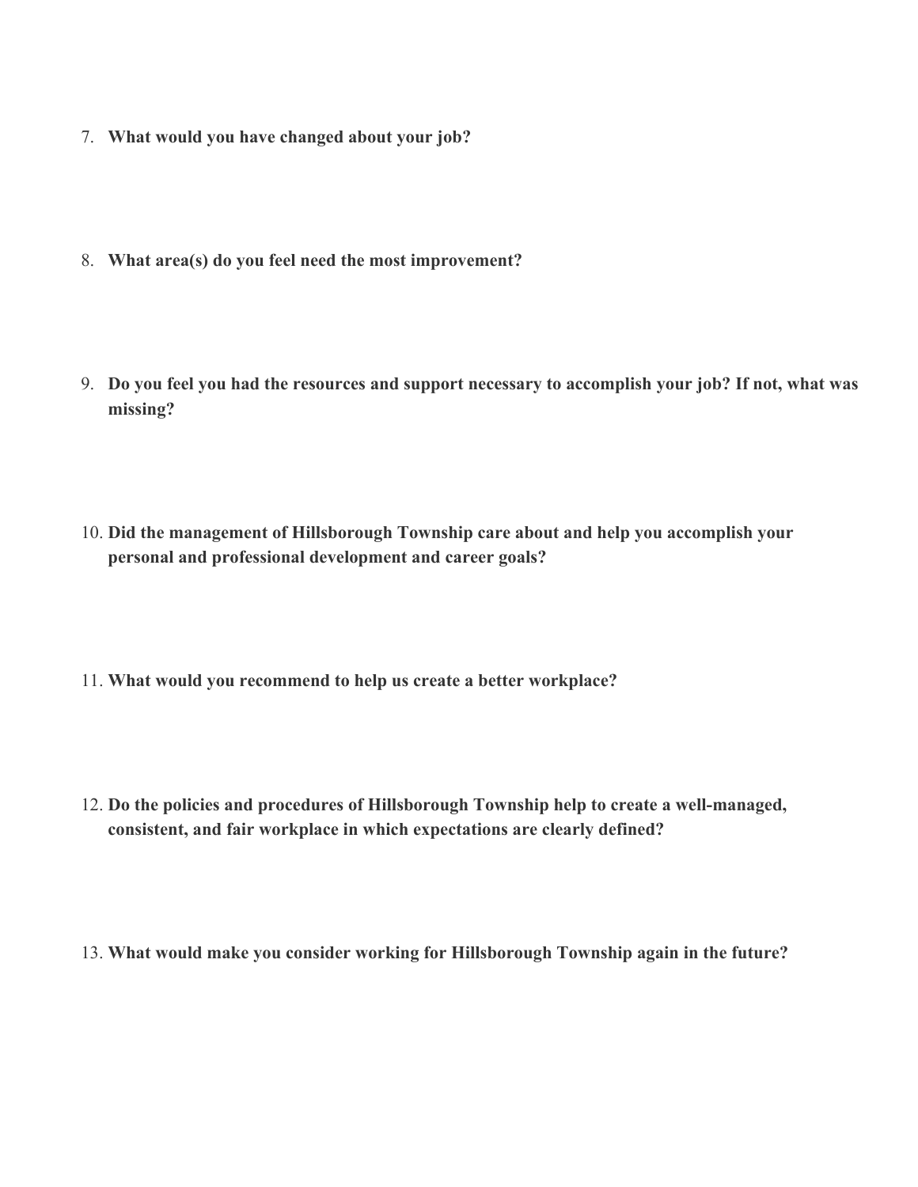7. **What would you have changed about your job?**

8. **What area(s) do you feel need the most improvement?**

9. **Do you feel you had the resources and support necessary to accomplish your job? If not, what was missing?**

10. **Did the management of Hillsborough Township care about and help you accomplish your personal and professional development and career goals?**

11. **What would you recommend to help us create a better workplace?**

12. **Do the policies and procedures of Hillsborough Township help to create a well-managed, consistent, and fair workplace in which expectations are clearly defined?**

13. **What would make you consider working for Hillsborough Township again in the future?**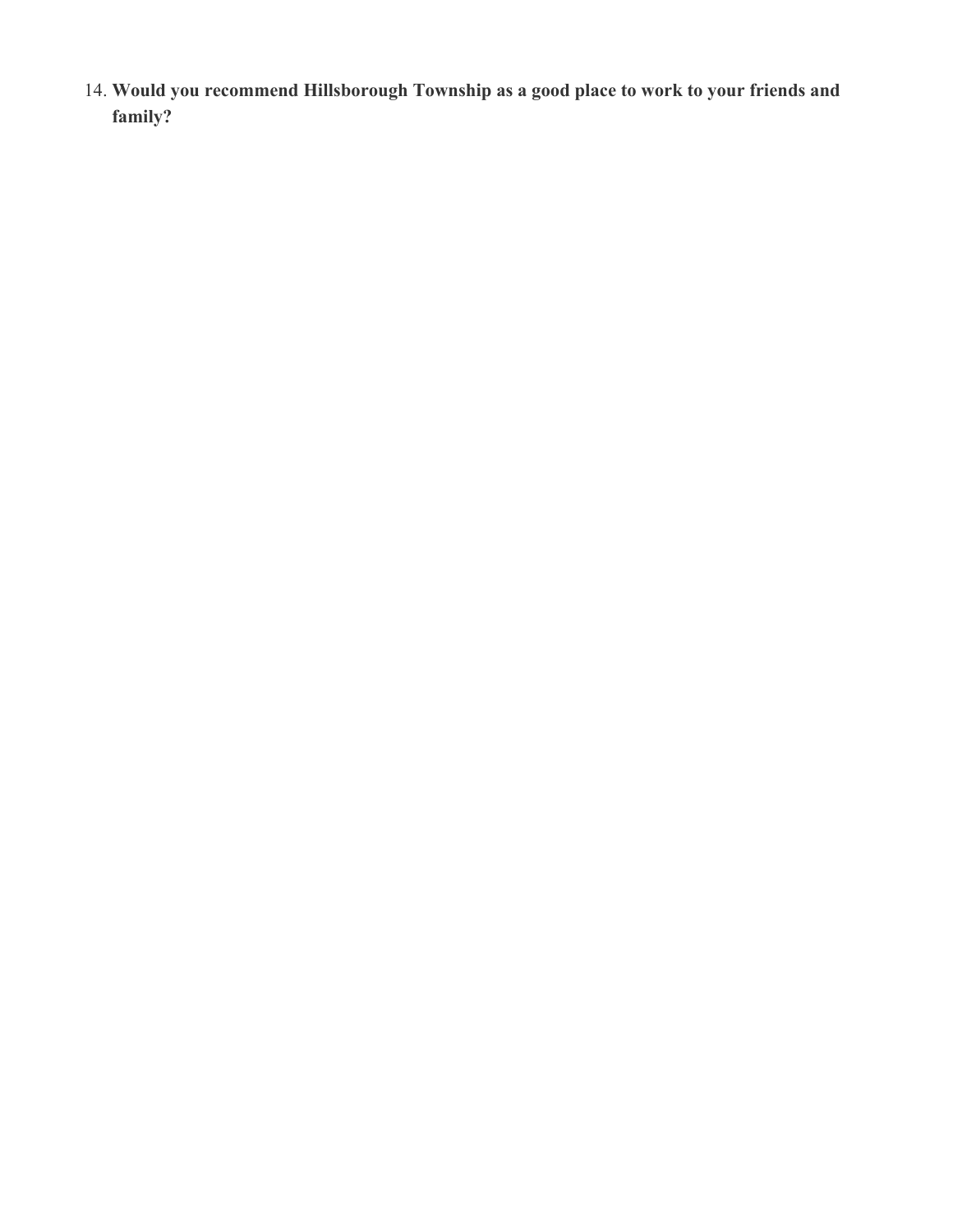14. **Would you recommend Hillsborough Township as a good place to work to your friends and family?**